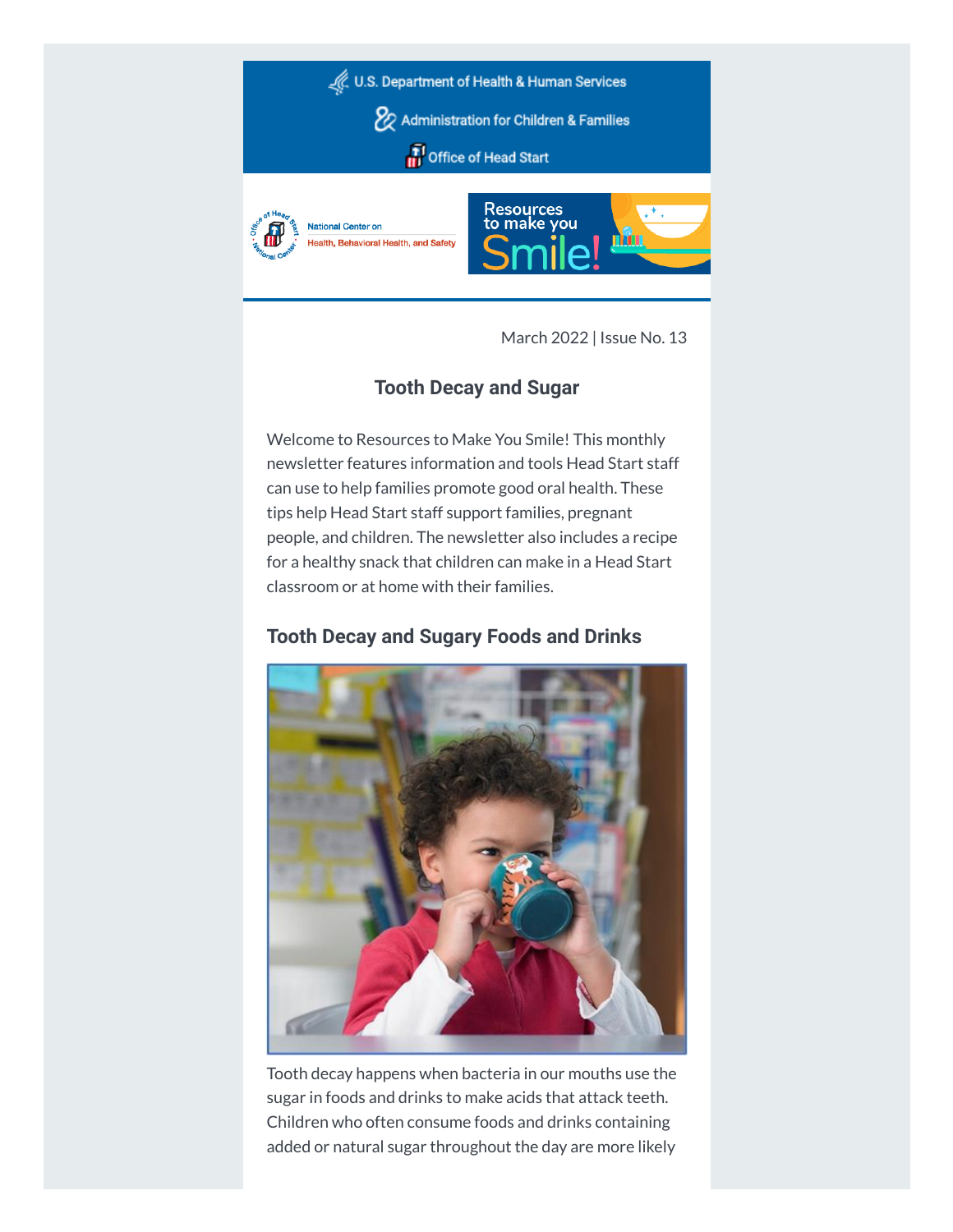U.S. Department of Health & Human Services

Administration for Children & Families

Office of Head Start

National Center on Health, Behavioral Health, and Safety

Resources to make you Smile!

March 2022 | Issue No. 13

## Tooth Decay and Sugar

Welcome to Resources to Make You Smile! This monthly newsletter features information and tools Head Start staff can use to help families promote good oral health. These tips help Head Start staff support families, pregnant people, and children. The newsletter also includes a recipe for a healthy snack that children can make in a Head Start classroom or at home with their families.

### Tooth Decay and Sugary Foods and Drinks

Tooth decay happens when bacteria in our mouths use the sugar in foods and drinks to make acids that attack teeth. Children who often consume foods and drinks containing added or natural sugar throughout the day are more likely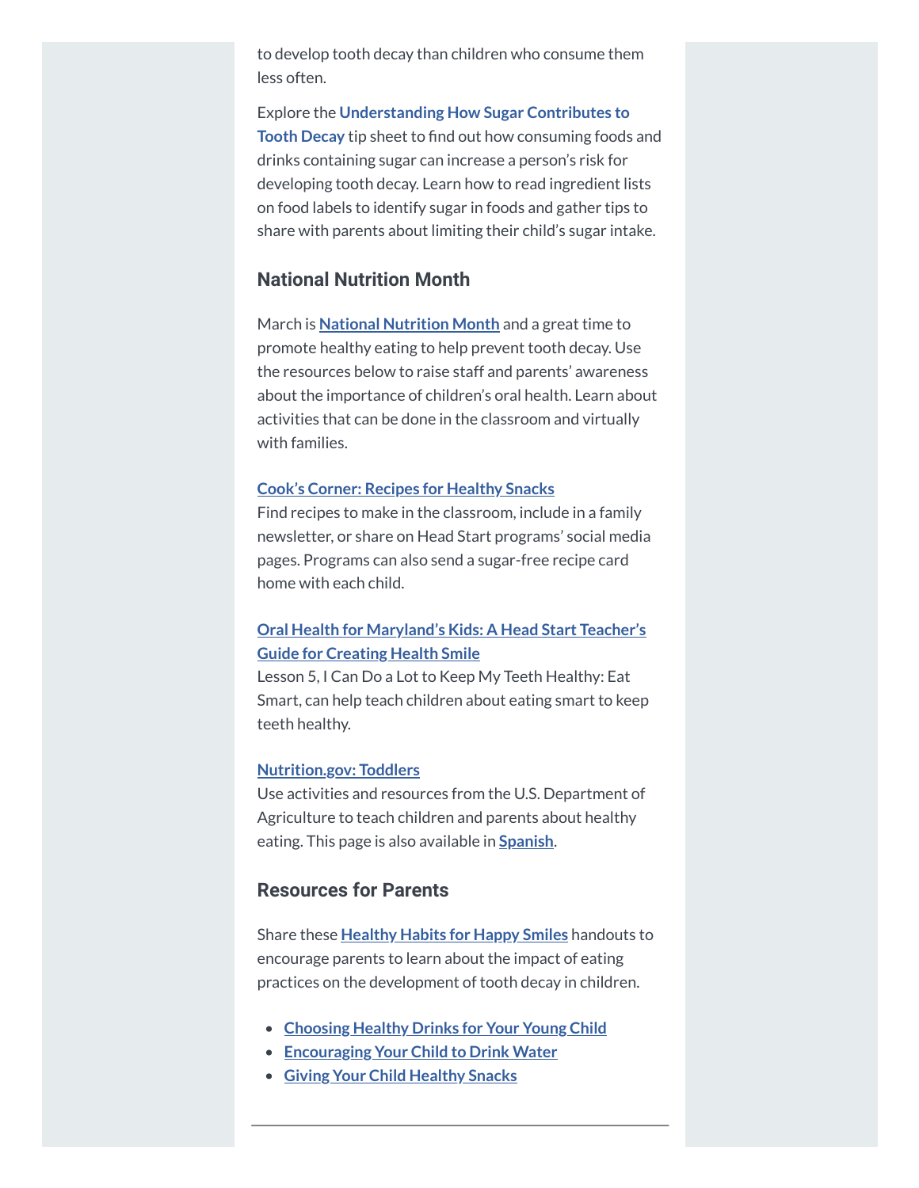to develop tooth decay than children who consume them less often.

Explore the **Understanding How Sugar Contributes to Tooth Decay** tip sheet to find out how consuming foods and drinks containing sugar can increase a person's risk for developing tooth decay. Learn how to read ingredient lists on food labels to identify sugar in foods and gather tips to share with parents about limiting their child's sugar intake.

## National Nutrition Month

March is **National Nutrition Month** and a great time to promote healthy eating to help prevent tooth decay. Use the resources below to raise staff and parents' awareness about the importance of children's oral health. Learn about activities that can be done in the classroom and virtually with families.

**Cook's Corner: Recipes for Healthy Snacks**
Find recipes to make in the classroom, include in a family newsletter, or share on Head Start programs' social media pages. Programs can also send a sugar-free recipe card home with each child.

**Oral Health for Maryland's Kids: A Head Start Teacher's Guide for Creating Health Smile**
Lesson 5, I Can Do a Lot to Keep My Teeth Healthy: Eat Smart, can help teach children about eating smart to keep teeth healthy.

**Nutrition.gov: Toddlers**
Use activities and resources from the U.S. Department of Agriculture to teach children and parents about healthy eating. This page is also available in **Spanish**.

## Resources for Parents

Share these **Healthy Habits for Happy Smiles** handouts to encourage parents to learn about the impact of eating practices on the development of tooth decay in children.

- Choosing Healthy Drinks for Your Young Child
- Encouraging Your Child to Drink Water
- Giving Your Child Healthy Snacks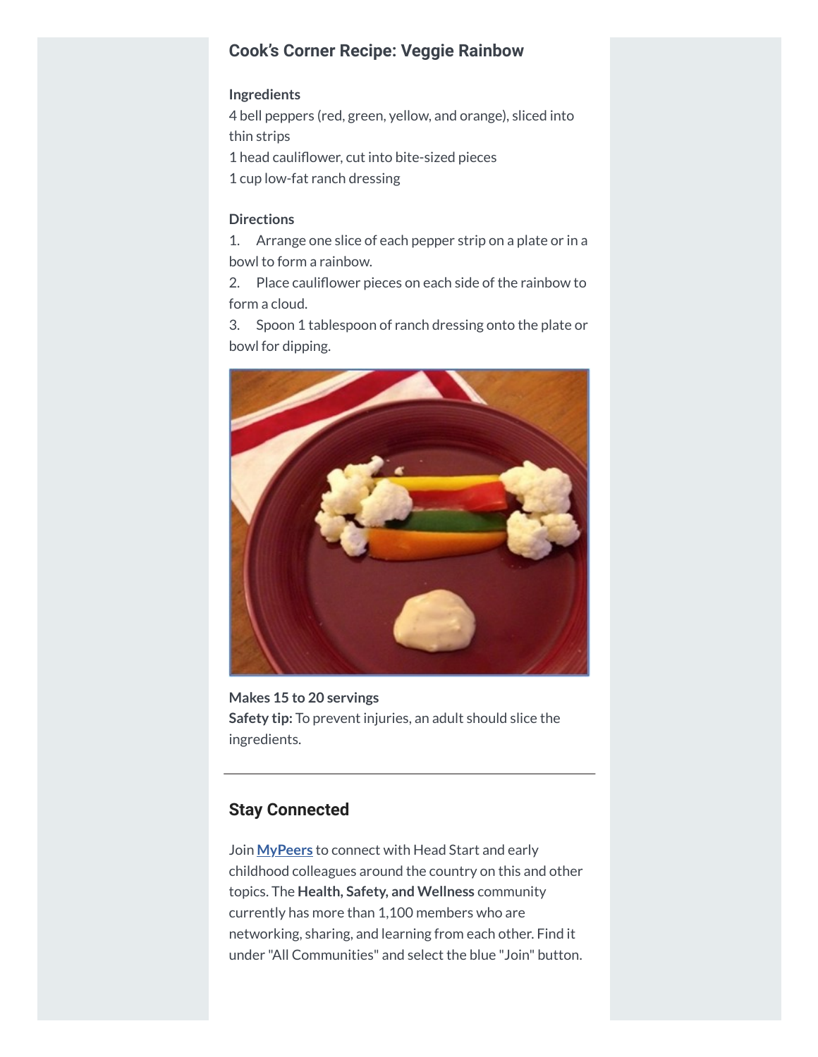## Cook's Corner Recipe: Veggie Rainbow

**Ingredients**

4 bell peppers (red, green, yellow, and orange), sliced into thin strips
1 head cauliflower, cut into bite-sized pieces
1 cup low-fat ranch dressing

**Directions**

1. Arrange one slice of each pepper strip on a plate or in a bowl to form a rainbow.
2. Place cauliflower pieces on each side of the rainbow to form a cloud.
3. Spoon 1 tablespoon of ranch dressing onto the plate or bowl for dipping.

**Makes 15 to 20 servings**
**Safety tip:** To prevent injuries, an adult should slice the ingredients.

---

## Stay Connected

Join **MyPeers** to connect with Head Start and early childhood colleagues around the country on this and other topics. The **Health, Safety, and Wellness** community currently has more than 1,100 members who are networking, sharing, and learning from each other. Find it under "All Communities" and select the blue "Join" button.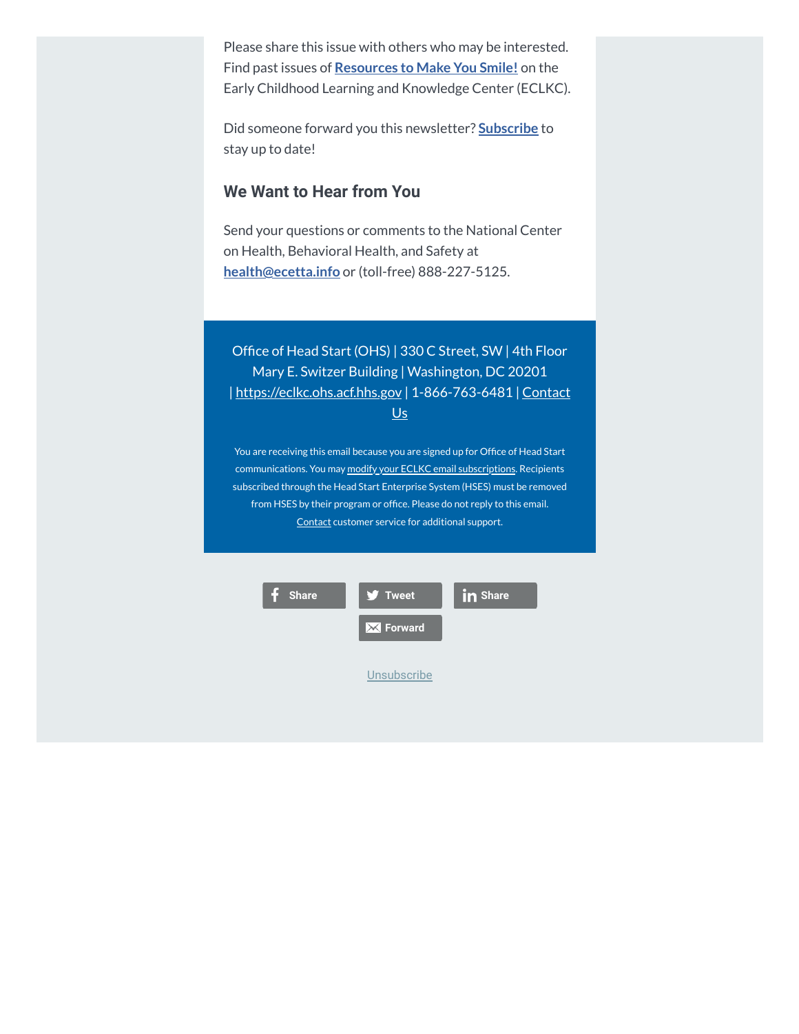Please share this issue with others who may be interested. Find past issues of **Resources to Make You Smile!** on the Early Childhood Learning and Knowledge Center (ECLKC).

Did someone forward you this newsletter? **Subscribe** to stay up to date!

## We Want to Hear from You

Send your questions or comments to the National Center on Health, Behavioral Health, and Safety at **health@ecetta.info** or (toll-free) 888-227-5125.

Office of Head Start (OHS) | 330 C Street, SW | 4th Floor Mary E. Switzer Building | Washington, DC 20201 | https://eclkc.ohs.acf.hhs.gov | 1-866-763-6481 | Contact Us

You are receiving this email because you are signed up for Office of Head Start communications. You may modify your ECLKC email subscriptions. Recipients subscribed through the Head Start Enterprise System (HSES) must be removed from HSES by their program or office. Please do not reply to this email. Contact customer service for additional support.

Share Tweet Share

Forward

Unsubscribe